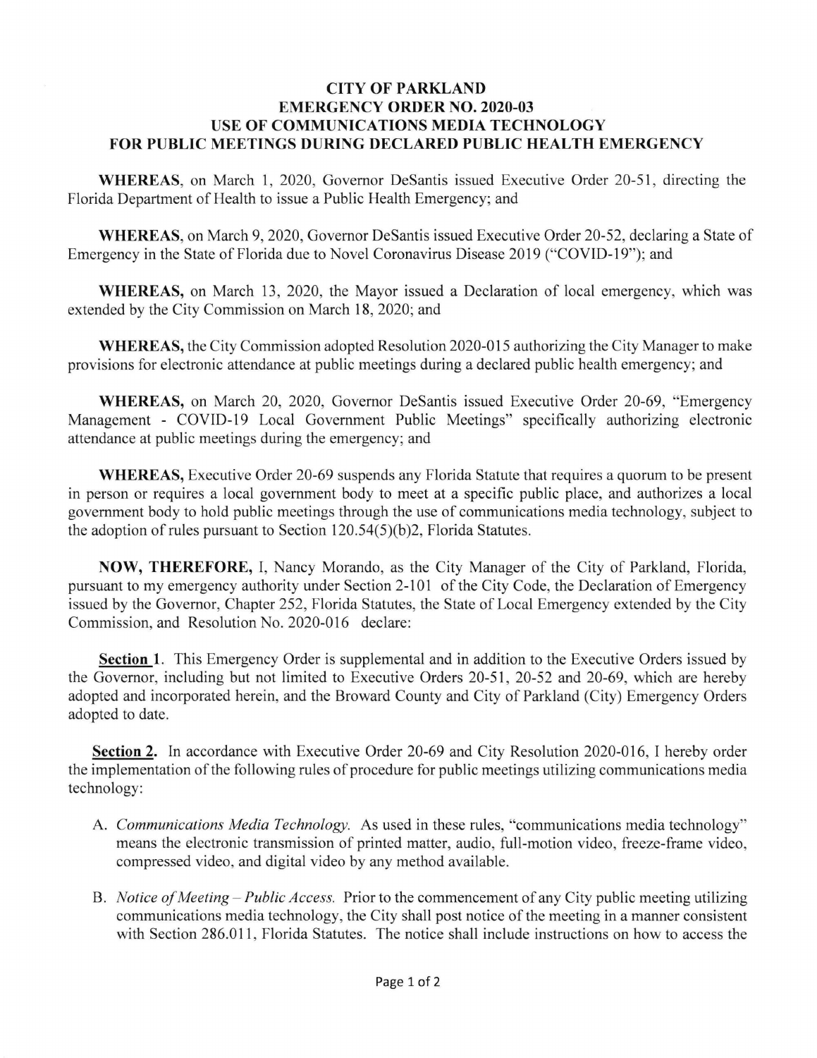# CITY OF PARKLAND
# EMERGENCY ORDER NO. 2020-03
# USE OF COMMUNICATIONS MEDIA TECHNOLOGY FOR PUBLIC MEETINGS DURING DECLARED PUBLIC HEALTH EMERGENCY

**WHEREAS**, on March 1, 2020, Governor DeSantis issued Executive Order 20-51, directing the Florida Department of Health to issue a Public Health Emergency; and

**WHEREAS**, on March 9, 2020, Governor DeSantis issued Executive Order 20-52, declaring a State of Emergency in the State of Florida due to Novel Coronavirus Disease 2019 ("COVID-19"); and

**WHEREAS,** on March 13, 2020, the Mayor issued a Declaration of local emergency, which was extended by the City Commission on March 18, 2020; and

**WHEREAS,** the City Commission adopted Resolution 2020-015 authorizing the City Manager to make provisions for electronic attendance at public meetings during a declared public health emergency; and

**WHEREAS,** on March 20, 2020, Governor DeSantis issued Executive Order 20-69, "Emergency Management - COVID-19 Local Government Public Meetings" specifically authorizing electronic attendance at public meetings during the emergency; and

**WHEREAS,** Executive Order 20-69 suspends any Florida Statute that requires a quorum to be present in person or requires a local government body to meet at a specific public place, and authorizes a local government body to hold public meetings through the use of communications media technology, subject to the adoption of rules pursuant to Section 120.54(5)(b)2, Florida Statutes.

**NOW, THEREFORE,** I, Nancy Morando, as the City Manager of the City of Parkland, Florida, pursuant to my emergency authority under Section 2-101 of the City Code, the Declaration of Emergency issued by the Governor, Chapter 252, Florida Statutes, the State of Local Emergency extended by the City Commission, and Resolution No. 2020-016 declare:

**Section 1**. This Emergency Order is supplemental and in addition to the Executive Orders issued by the Governor, including but not limited to Executive Orders 20-51, 20-52 and 20-69, which are hereby adopted and incorporated herein, and the Broward County and City of Parkland (City) Emergency Orders adopted to date.

**Section 2.** In accordance with Executive Order 20-69 and City Resolution 2020-016, I hereby order the implementation of the following rules of procedure for public meetings utilizing communications media technology:

A. *Communications Media Technology.* As used in these rules, "communications media technology" means the electronic transmission of printed matter, audio, full-motion video, freeze-frame video, compressed video, and digital video by any method available.

B. *Notice of Meeting – Public Access.* Prior to the commencement of any City public meeting utilizing communications media technology, the City shall post notice of the meeting in a manner consistent with Section 286.011, Florida Statutes. The notice shall include instructions on how to access the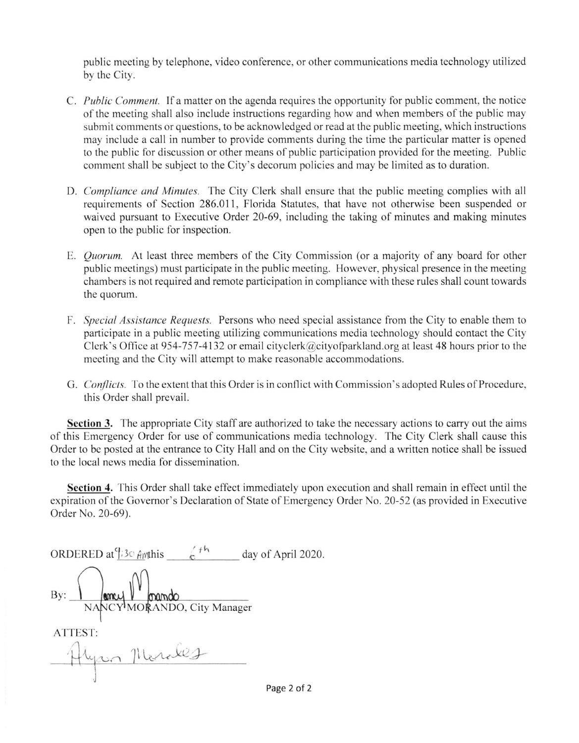public meeting by telephone, video conference, or other communications media technology utilized by the City.

C. *Public Comment.* If a matter on the agenda requires the opportunity for public comment, the notice of the meeting shall also include instructions regarding how and when members of the public may submit comments or questions, to be acknowledged or read at the public meeting, which instructions may include a call in number to provide comments during the time the particular matter is opened to the public for discussion or other means of public participation provided for the meeting. Public comment shall be subject to the City's decorum policies and may be limited as to duration.

D. *Compliance and Minutes.* The City Clerk shall ensure that the public meeting complies with all requirements of Section 286.011, Florida Statutes, that have not otherwise been suspended or waived pursuant to Executive Order 20-69, including the taking of minutes and making minutes open to the public for inspection.

E. *Quorum.* At least three members of the City Commission (or a majority of any board for other public meetings) must participate in the public meeting. However, physical presence in the meeting chambers is not required and remote participation in compliance with these rules shall count towards the quorum.

F. *Special Assistance Requests.* Persons who need special assistance from the City to enable them to participate in a public meeting utilizing communications media technology should contact the City Clerk's Office at 954-757-4132 or email cityclerk@cityofparkland.org at least 48 hours prior to the meeting and the City will attempt to make reasonable accommodations.

G. *Conflicts.* To the extent that this Order is in conflict with Commission's adopted Rules of Procedure, this Order shall prevail.

**Section 3.** The appropriate City staff are authorized to take the necessary actions to carry out the aims of this Emergency Order for use of communications media technology. The City Clerk shall cause this Order to be posted at the entrance to City Hall and on the City website, and a written notice shall be issued to the local news media for dissemination.

**Section 4.** This Order shall take effect immediately upon execution and shall remain in effect until the expiration of the Governor's Declaration of State of Emergency Order No. 20-52 (as provided in Executive Order No. 20-69).

ORDERED at 9:30 Am this 6th day of April 2020.

By: Nancy Morando
NANCY MORANDO, City Manager

ATTEST:

Alyan Morales